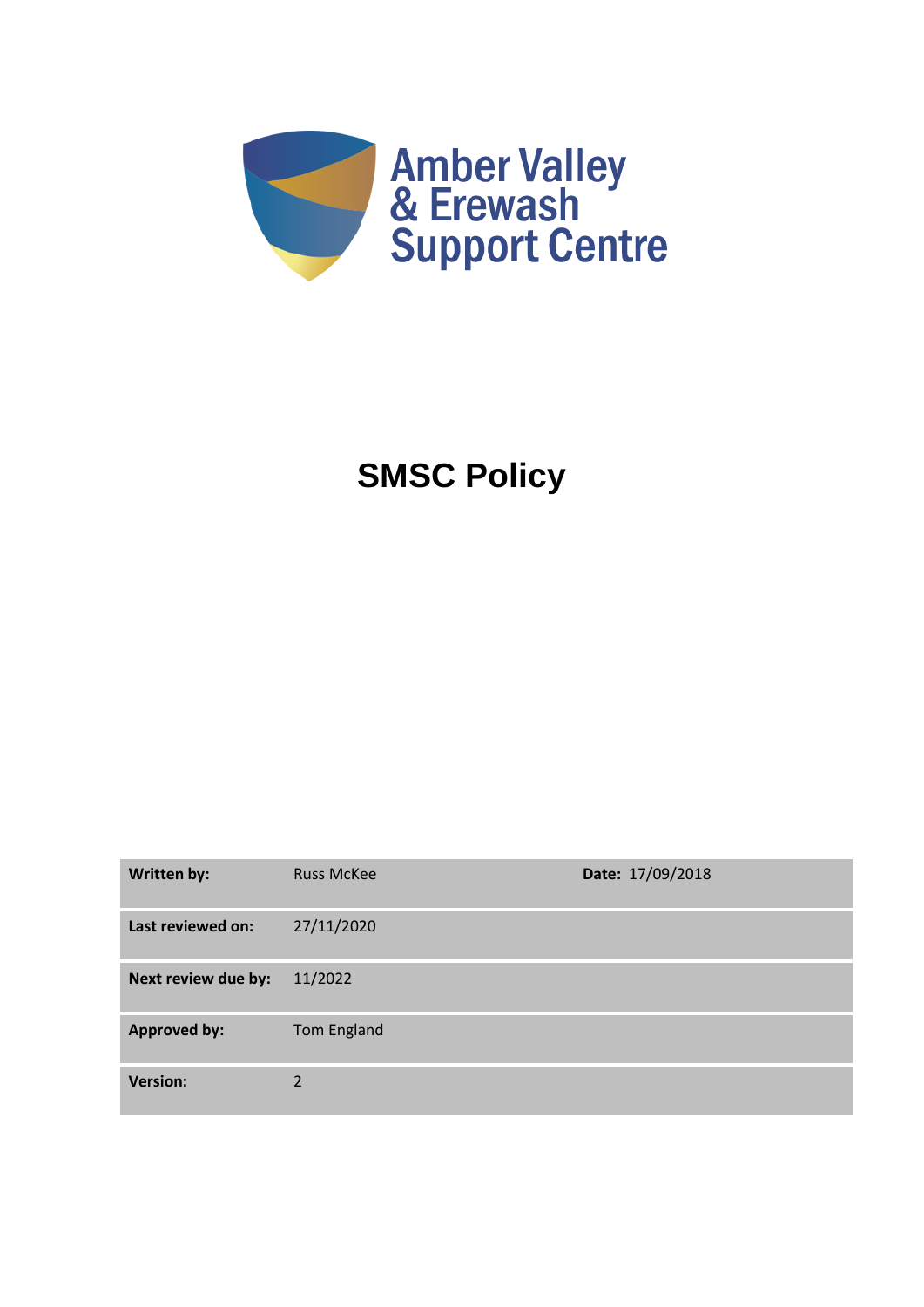Amber Valley
& Erewash
Support Centre

# SMSC Policy

| | | |
|---|---|---|
| **Written by:** | Russ McKee | **Date:** 17/09/2018 |
| **Last reviewed on:** | 27/11/2020 | |
| **Next review due by:** | 11/2022 | |
| **Approved by:** | Tom England | |
| **Version:** | 2 | |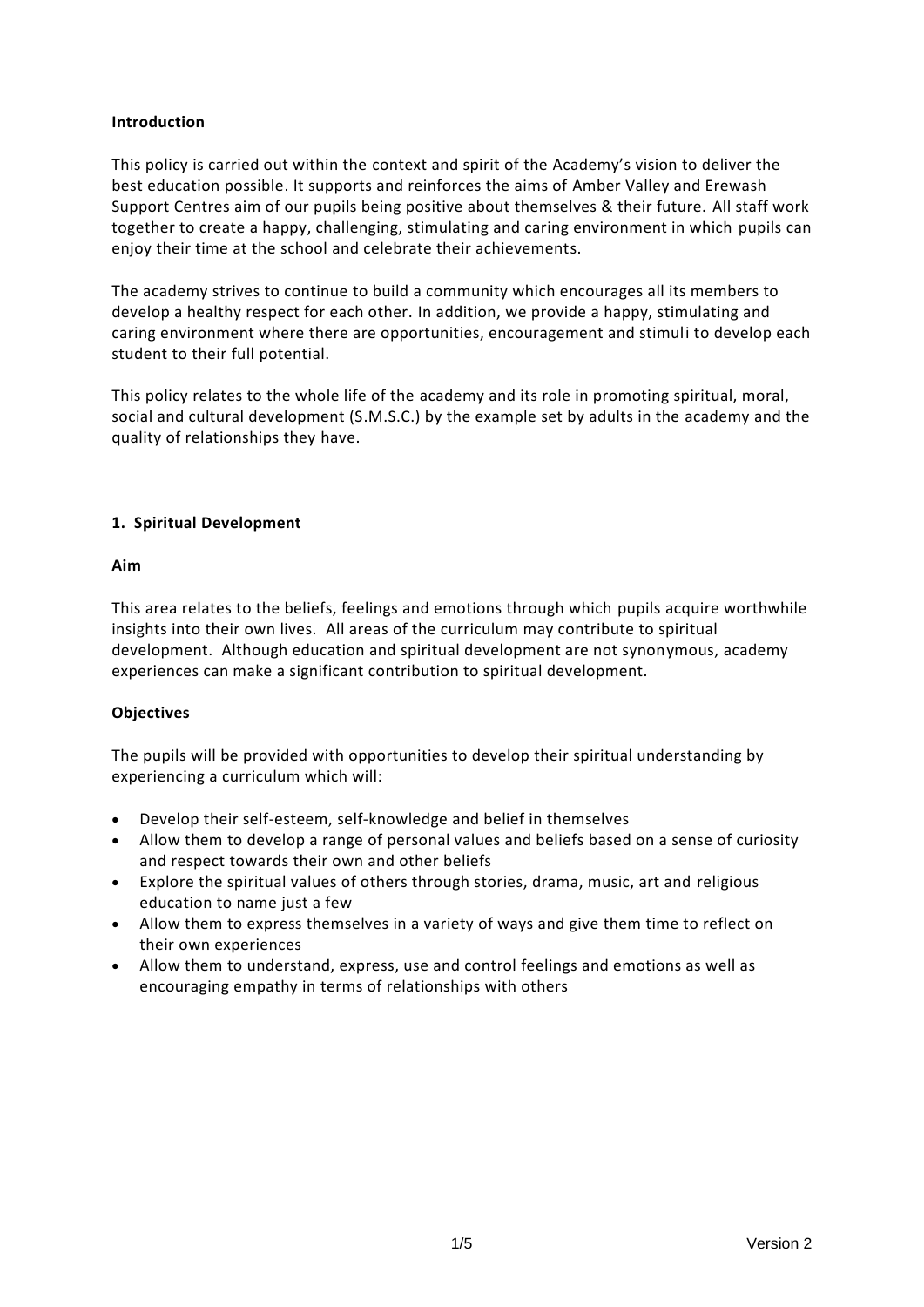**Introduction**

This policy is carried out within the context and spirit of the Academy's vision to deliver the best education possible. It supports and reinforces the aims of Amber Valley and Erewash Support Centres aim of our pupils being positive about themselves & their future. All staff work together to create a happy, challenging, stimulating and caring environment in which pupils can enjoy their time at the school and celebrate their achievements.

The academy strives to continue to build a community which encourages all its members to develop a healthy respect for each other. In addition, we provide a happy, stimulating and caring environment where there are opportunities, encouragement and stimuli to develop each student to their full potential.

This policy relates to the whole life of the academy and its role in promoting spiritual, moral, social and cultural development (S.M.S.C.) by the example set by adults in the academy and the quality of relationships they have.

**1. Spiritual Development**

**Aim**

This area relates to the beliefs, feelings and emotions through which pupils acquire worthwhile insights into their own lives. All areas of the curriculum may contribute to spiritual development. Although education and spiritual development are not synonymous, academy experiences can make a significant contribution to spiritual development.

**Objectives**

The pupils will be provided with opportunities to develop their spiritual understanding by experiencing a curriculum which will:

- Develop their self-esteem, self-knowledge and belief in themselves
- Allow them to develop a range of personal values and beliefs based on a sense of curiosity and respect towards their own and other beliefs
- Explore the spiritual values of others through stories, drama, music, art and religious education to name just a few
- Allow them to express themselves in a variety of ways and give them time to reflect on their own experiences
- Allow them to understand, express, use and control feelings and emotions as well as encouraging empathy in terms of relationships with others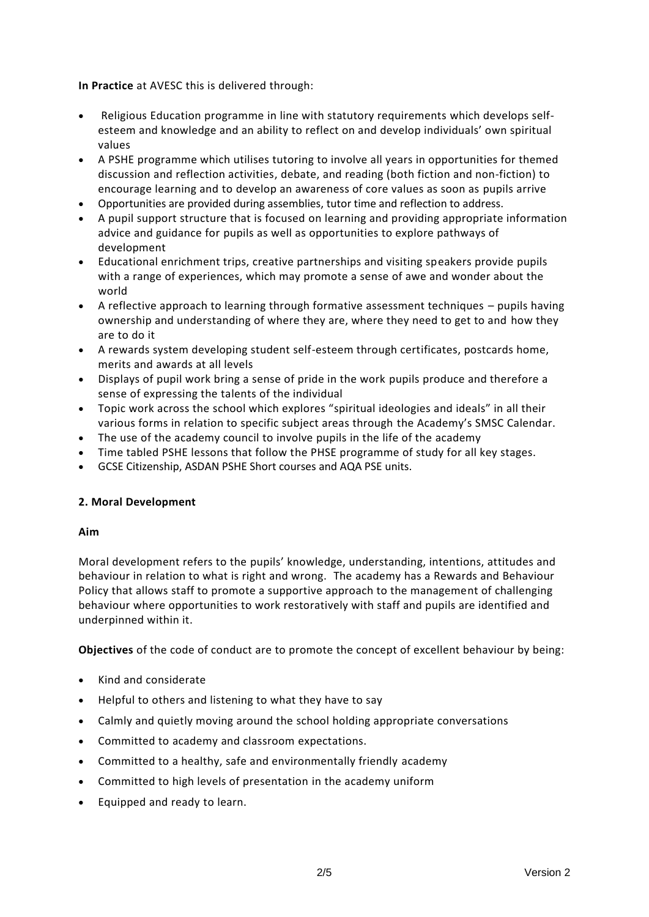**In Practice** at AVESC this is delivered through:

- Religious Education programme in line with statutory requirements which develops self-esteem and knowledge and an ability to reflect on and develop individuals' own spiritual values
- A PSHE programme which utilises tutoring to involve all years in opportunities for themed discussion and reflection activities, debate, and reading (both fiction and non-fiction) to encourage learning and to develop an awareness of core values as soon as pupils arrive
- Opportunities are provided during assemblies, tutor time and reflection to address.
- A pupil support structure that is focused on learning and providing appropriate information advice and guidance for pupils as well as opportunities to explore pathways of development
- Educational enrichment trips, creative partnerships and visiting speakers provide pupils with a range of experiences, which may promote a sense of awe and wonder about the world
- A reflective approach to learning through formative assessment techniques – pupils having ownership and understanding of where they are, where they need to get to and how they are to do it
- A rewards system developing student self-esteem through certificates, postcards home, merits and awards at all levels
- Displays of pupil work bring a sense of pride in the work pupils produce and therefore a sense of expressing the talents of the individual
- Topic work across the school which explores "spiritual ideologies and ideals" in all their various forms in relation to specific subject areas through the Academy's SMSC Calendar.
- The use of the academy council to involve pupils in the life of the academy
- Time tabled PSHE lessons that follow the PHSE programme of study for all key stages.
- GCSE Citizenship, ASDAN PSHE Short courses and AQA PSE units.

### 2. Moral Development

**Aim**

Moral development refers to the pupils' knowledge, understanding, intentions, attitudes and behaviour in relation to what is right and wrong. The academy has a Rewards and Behaviour Policy that allows staff to promote a supportive approach to the management of challenging behaviour where opportunities to work restoratively with staff and pupils are identified and underpinned within it.

**Objectives** of the code of conduct are to promote the concept of excellent behaviour by being:

- Kind and considerate
- Helpful to others and listening to what they have to say
- Calmly and quietly moving around the school holding appropriate conversations
- Committed to academy and classroom expectations.
- Committed to a healthy, safe and environmentally friendly academy
- Committed to high levels of presentation in the academy uniform
- Equipped and ready to learn.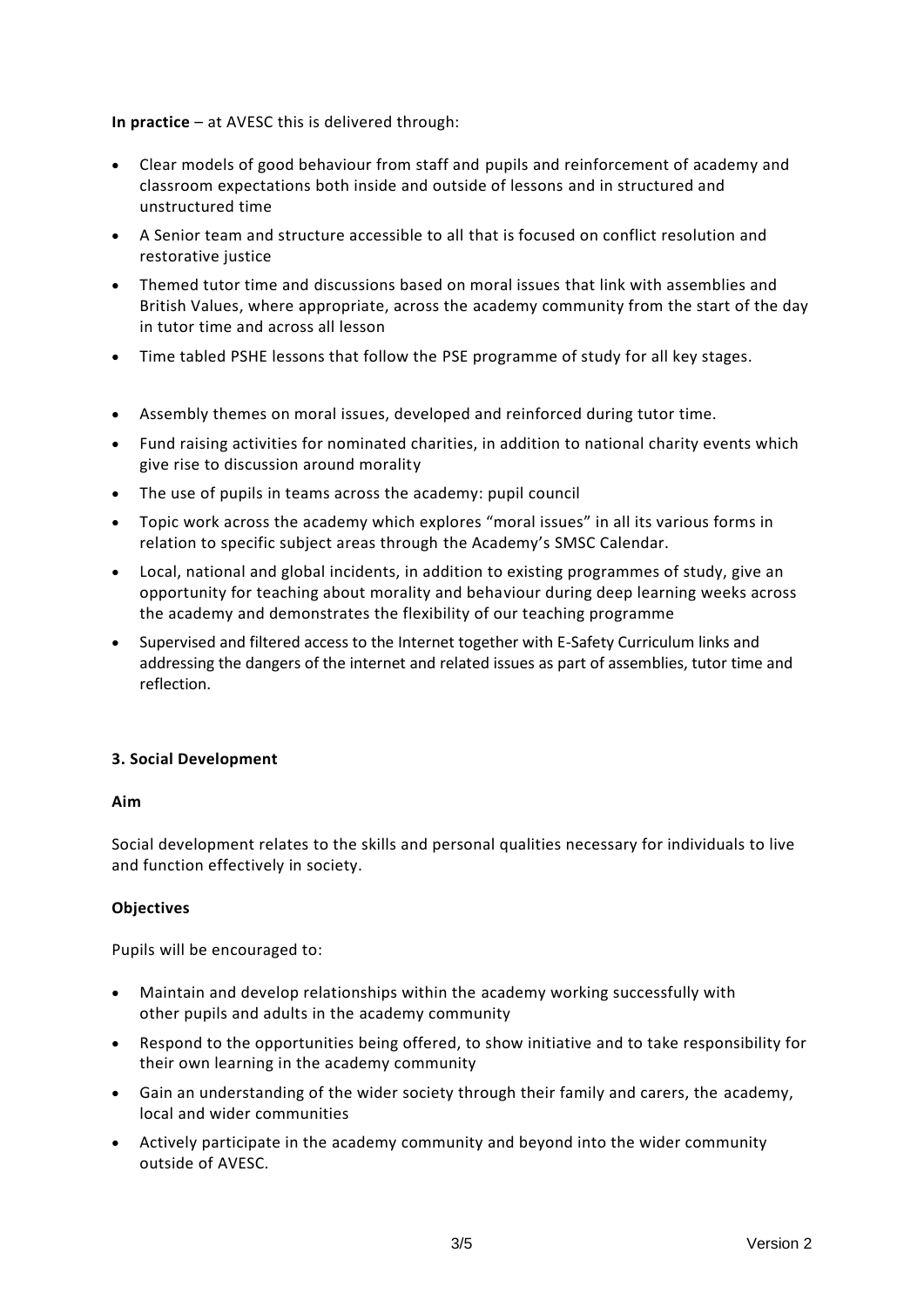**In practice** – at AVESC this is delivered through:

- Clear models of good behaviour from staff and pupils and reinforcement of academy and classroom expectations both inside and outside of lessons and in structured and unstructured time
- A Senior team and structure accessible to all that is focused on conflict resolution and restorative justice
- Themed tutor time and discussions based on moral issues that link with assemblies and British Values, where appropriate, across the academy community from the start of the day in tutor time and across all lesson
- Time tabled PSHE lessons that follow the PSE programme of study for all key stages.
- Assembly themes on moral issues, developed and reinforced during tutor time.
- Fund raising activities for nominated charities, in addition to national charity events which give rise to discussion around morality
- The use of pupils in teams across the academy: pupil council
- Topic work across the academy which explores "moral issues" in all its various forms in relation to specific subject areas through the Academy's SMSC Calendar.
- Local, national and global incidents, in addition to existing programmes of study, give an opportunity for teaching about morality and behaviour during deep learning weeks across the academy and demonstrates the flexibility of our teaching programme
- Supervised and filtered access to the Internet together with E-Safety Curriculum links and addressing the dangers of the internet and related issues as part of assemblies, tutor time and reflection.

### 3. Social Development

**Aim**

Social development relates to the skills and personal qualities necessary for individuals to live and function effectively in society.

**Objectives**

Pupils will be encouraged to:

- Maintain and develop relationships within the academy working successfully with other pupils and adults in the academy community
- Respond to the opportunities being offered, to show initiative and to take responsibility for their own learning in the academy community
- Gain an understanding of the wider society through their family and carers, the academy, local and wider communities
- Actively participate in the academy community and beyond into the wider community outside of AVESC.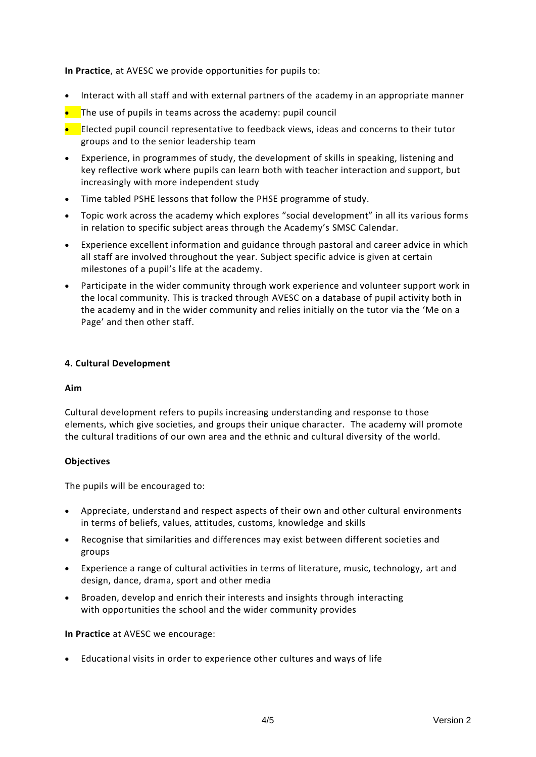**In Practice**, at AVESC we provide opportunities for pupils to:

- Interact with all staff and with external partners of the academy in an appropriate manner
- The use of pupils in teams across the academy: pupil council
- Elected pupil council representative to feedback views, ideas and concerns to their tutor groups and to the senior leadership team
- Experience, in programmes of study, the development of skills in speaking, listening and key reflective work where pupils can learn both with teacher interaction and support, but increasingly with more independent study
- Time tabled PSHE lessons that follow the PHSE programme of study.
- Topic work across the academy which explores "social development" in all its various forms in relation to specific subject areas through the Academy's SMSC Calendar.
- Experience excellent information and guidance through pastoral and career advice in which all staff are involved throughout the year. Subject specific advice is given at certain milestones of a pupil's life at the academy.
- Participate in the wider community through work experience and volunteer support work in the local community. This is tracked through AVESC on a database of pupil activity both in the academy and in the wider community and relies initially on the tutor via the 'Me on a Page' and then other staff.

**4. Cultural Development**

**Aim**

Cultural development refers to pupils increasing understanding and response to those elements, which give societies, and groups their unique character. The academy will promote the cultural traditions of our own area and the ethnic and cultural diversity of the world.

**Objectives**

The pupils will be encouraged to:

- Appreciate, understand and respect aspects of their own and other cultural environments in terms of beliefs, values, attitudes, customs, knowledge and skills
- Recognise that similarities and differences may exist between different societies and groups
- Experience a range of cultural activities in terms of literature, music, technology, art and design, dance, drama, sport and other media
- Broaden, develop and enrich their interests and insights through interacting with opportunities the school and the wider community provides

**In Practice** at AVESC we encourage:

- Educational visits in order to experience other cultures and ways of life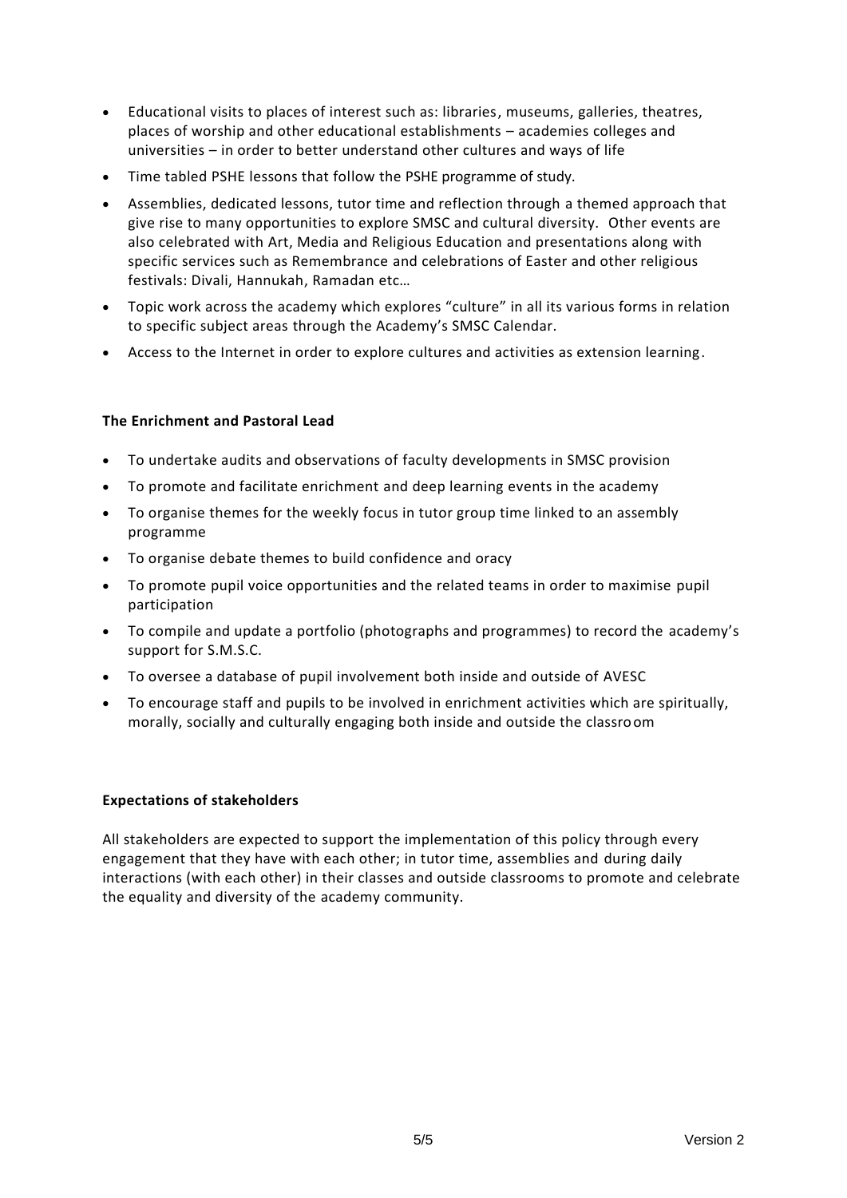- Educational visits to places of interest such as: libraries, museums, galleries, theatres, places of worship and other educational establishments – academies colleges and universities – in order to better understand other cultures and ways of life
- Time tabled PSHE lessons that follow the PSHE programme of study.
- Assemblies, dedicated lessons, tutor time and reflection through a themed approach that give rise to many opportunities to explore SMSC and cultural diversity. Other events are also celebrated with Art, Media and Religious Education and presentations along with specific services such as Remembrance and celebrations of Easter and other religious festivals: Divali, Hannukah, Ramadan etc…
- Topic work across the academy which explores "culture" in all its various forms in relation to specific subject areas through the Academy's SMSC Calendar.
- Access to the Internet in order to explore cultures and activities as extension learning.

**The Enrichment and Pastoral Lead**

- To undertake audits and observations of faculty developments in SMSC provision
- To promote and facilitate enrichment and deep learning events in the academy
- To organise themes for the weekly focus in tutor group time linked to an assembly programme
- To organise debate themes to build confidence and oracy
- To promote pupil voice opportunities and the related teams in order to maximise pupil participation
- To compile and update a portfolio (photographs and programmes) to record the academy's support for S.M.S.C.
- To oversee a database of pupil involvement both inside and outside of AVESC
- To encourage staff and pupils to be involved in enrichment activities which are spiritually, morally, socially and culturally engaging both inside and outside the classroom

**Expectations of stakeholders**

All stakeholders are expected to support the implementation of this policy through every engagement that they have with each other; in tutor time, assemblies and during daily interactions (with each other) in their classes and outside classrooms to promote and celebrate the equality and diversity of the academy community.

Version 2